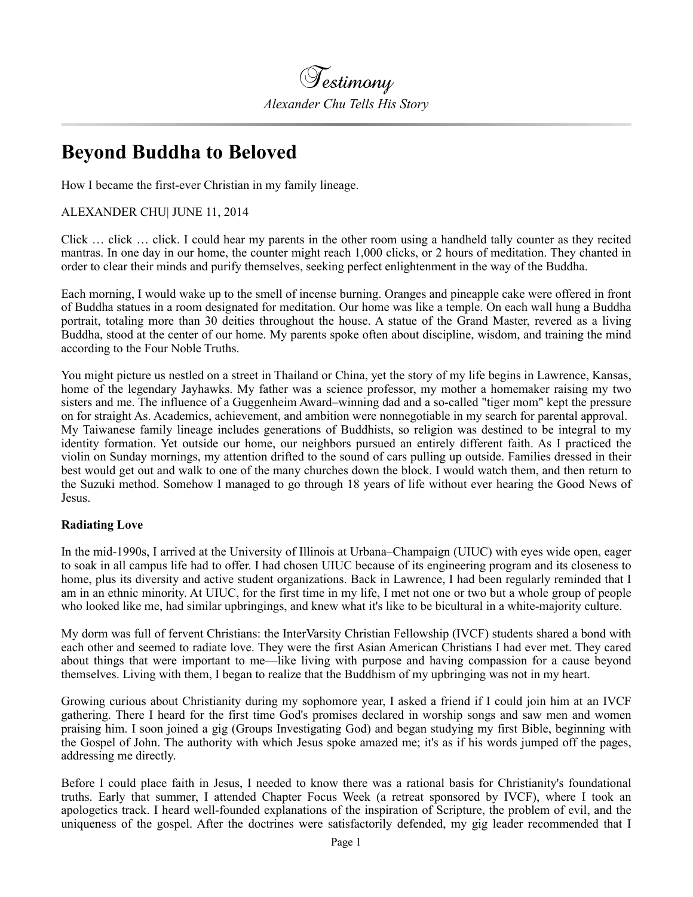# Testimony

*Alexander Chu Tells His Story*

## Beyond Buddha to Beloved

How I became the first-ever Christian in my family lineage.

ALEXANDER CHU| JUNE 11, 2014

Click … click … click. I could hear my parents in the other room using a handheld tally counter as they recited mantras. In one day in our home, the counter might reach 1,000 clicks, or 2 hours of meditation. They chanted in order to clear their minds and purify themselves, seeking perfect enlightenment in the way of the Buddha.

Each morning, I would wake up to the smell of incense burning. Oranges and pineapple cake were offered in front of Buddha statues in a room designated for meditation. Our home was like a temple. On each wall hung a Buddha portrait, totaling more than 30 deities throughout the house. A statue of the Grand Master, revered as a living Buddha, stood at the center of our home. My parents spoke often about discipline, wisdom, and training the mind according to the Four Noble Truths.

You might picture us nestled on a street in Thailand or China, yet the story of my life begins in Lawrence, Kansas, home of the legendary Jayhawks. My father was a science professor, my mother a homemaker raising my two sisters and me. The influence of a Guggenheim Award–winning dad and a so-called "tiger mom" kept the pressure on for straight As. Academics, achievement, and ambition were nonnegotiable in my search for parental approval. My Taiwanese family lineage includes generations of Buddhists, so religion was destined to be integral to my identity formation. Yet outside our home, our neighbors pursued an entirely different faith. As I practiced the violin on Sunday mornings, my attention drifted to the sound of cars pulling up outside. Families dressed in their best would get out and walk to one of the many churches down the block. I would watch them, and then return to the Suzuki method. Somehow I managed to go through 18 years of life without ever hearing the Good News of Jesus.

**Radiating Love**

In the mid-1990s, I arrived at the University of Illinois at Urbana–Champaign (UIUC) with eyes wide open, eager to soak in all campus life had to offer. I had chosen UIUC because of its engineering program and its closeness to home, plus its diversity and active student organizations. Back in Lawrence, I had been regularly reminded that I am in an ethnic minority. At UIUC, for the first time in my life, I met not one or two but a whole group of people who looked like me, had similar upbringings, and knew what it's like to be bicultural in a white-majority culture.

My dorm was full of fervent Christians: the InterVarsity Christian Fellowship (IVCF) students shared a bond with each other and seemed to radiate love. They were the first Asian American Christians I had ever met. They cared about things that were important to me—like living with purpose and having compassion for a cause beyond themselves. Living with them, I began to realize that the Buddhism of my upbringing was not in my heart.

Growing curious about Christianity during my sophomore year, I asked a friend if I could join him at an IVCF gathering. There I heard for the first time God's promises declared in worship songs and saw men and women praising him. I soon joined a gig (Groups Investigating God) and began studying my first Bible, beginning with the Gospel of John. The authority with which Jesus spoke amazed me; it's as if his words jumped off the pages, addressing me directly.

Before I could place faith in Jesus, I needed to know there was a rational basis for Christianity's foundational truths. Early that summer, I attended Chapter Focus Week (a retreat sponsored by IVCF), where I took an apologetics track. I heard well-founded explanations of the inspiration of Scripture, the problem of evil, and the uniqueness of the gospel. After the doctrines were satisfactorily defended, my gig leader recommended that I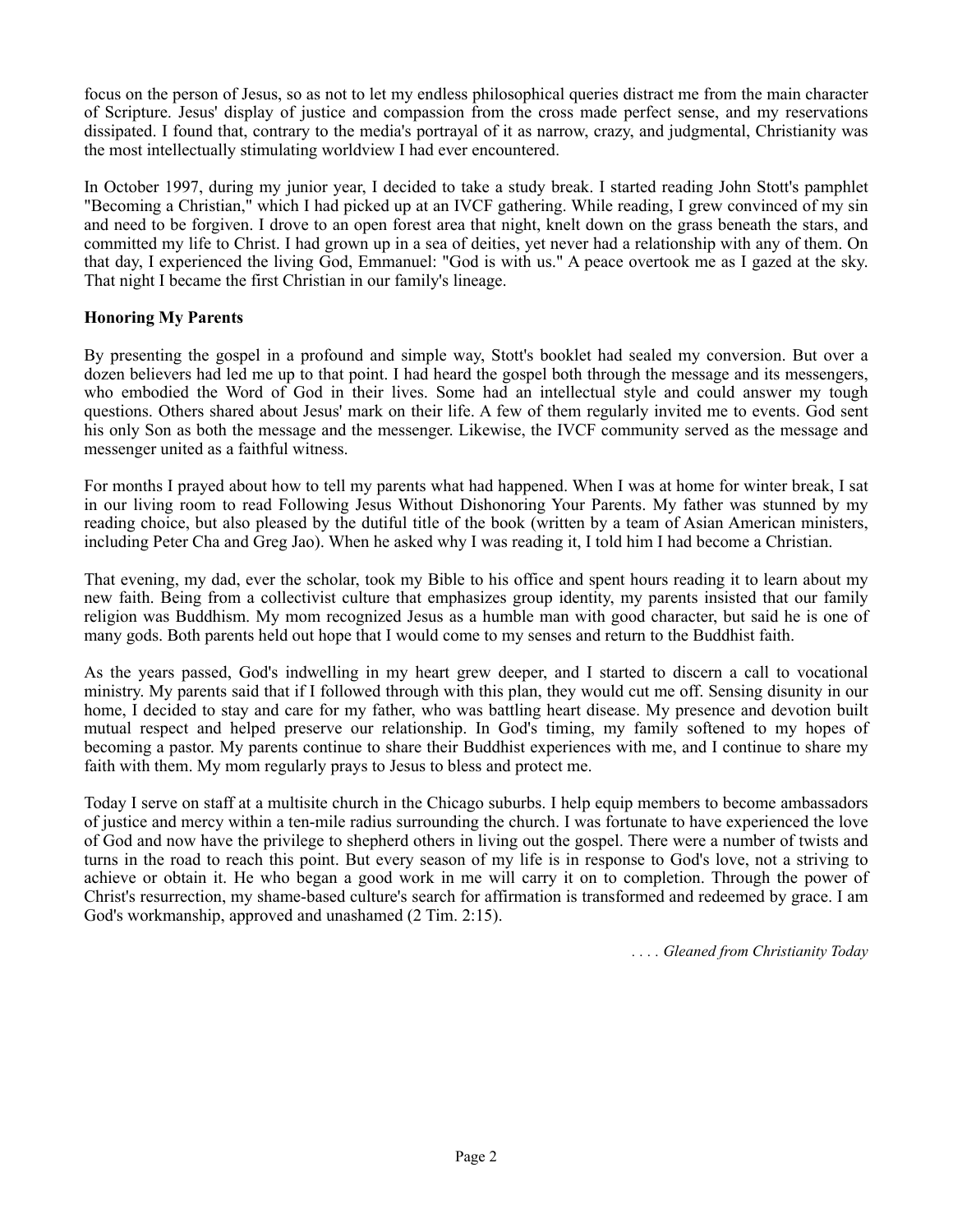focus on the person of Jesus, so as not to let my endless philosophical queries distract me from the main character of Scripture. Jesus' display of justice and compassion from the cross made perfect sense, and my reservations dissipated. I found that, contrary to the media's portrayal of it as narrow, crazy, and judgmental, Christianity was the most intellectually stimulating worldview I had ever encountered.

In October 1997, during my junior year, I decided to take a study break. I started reading John Stott's pamphlet "Becoming a Christian," which I had picked up at an IVCF gathering. While reading, I grew convinced of my sin and need to be forgiven. I drove to an open forest area that night, knelt down on the grass beneath the stars, and committed my life to Christ. I had grown up in a sea of deities, yet never had a relationship with any of them. On that day, I experienced the living God, Emmanuel: "God is with us." A peace overtook me as I gazed at the sky. That night I became the first Christian in our family's lineage.

**Honoring My Parents**

By presenting the gospel in a profound and simple way, Stott's booklet had sealed my conversion. But over a dozen believers had led me up to that point. I had heard the gospel both through the message and its messengers, who embodied the Word of God in their lives. Some had an intellectual style and could answer my tough questions. Others shared about Jesus' mark on their life. A few of them regularly invited me to events. God sent his only Son as both the message and the messenger. Likewise, the IVCF community served as the message and messenger united as a faithful witness.

For months I prayed about how to tell my parents what had happened. When I was at home for winter break, I sat in our living room to read Following Jesus Without Dishonoring Your Parents. My father was stunned by my reading choice, but also pleased by the dutiful title of the book (written by a team of Asian American ministers, including Peter Cha and Greg Jao). When he asked why I was reading it, I told him I had become a Christian.

That evening, my dad, ever the scholar, took my Bible to his office and spent hours reading it to learn about my new faith. Being from a collectivist culture that emphasizes group identity, my parents insisted that our family religion was Buddhism. My mom recognized Jesus as a humble man with good character, but said he is one of many gods. Both parents held out hope that I would come to my senses and return to the Buddhist faith.

As the years passed, God's indwelling in my heart grew deeper, and I started to discern a call to vocational ministry. My parents said that if I followed through with this plan, they would cut me off. Sensing disunity in our home, I decided to stay and care for my father, who was battling heart disease. My presence and devotion built mutual respect and helped preserve our relationship. In God's timing, my family softened to my hopes of becoming a pastor. My parents continue to share their Buddhist experiences with me, and I continue to share my faith with them. My mom regularly prays to Jesus to bless and protect me.

Today I serve on staff at a multisite church in the Chicago suburbs. I help equip members to become ambassadors of justice and mercy within a ten-mile radius surrounding the church. I was fortunate to have experienced the love of God and now have the privilege to shepherd others in living out the gospel. There were a number of twists and turns in the road to reach this point. But every season of my life is in response to God's love, not a striving to achieve or obtain it. He who began a good work in me will carry it on to completion. Through the power of Christ's resurrection, my shame-based culture's search for affirmation is transformed and redeemed by grace. I am God's workmanship, approved and unashamed (2 Tim. 2:15).

*. . . . Gleaned from Christianity Today*